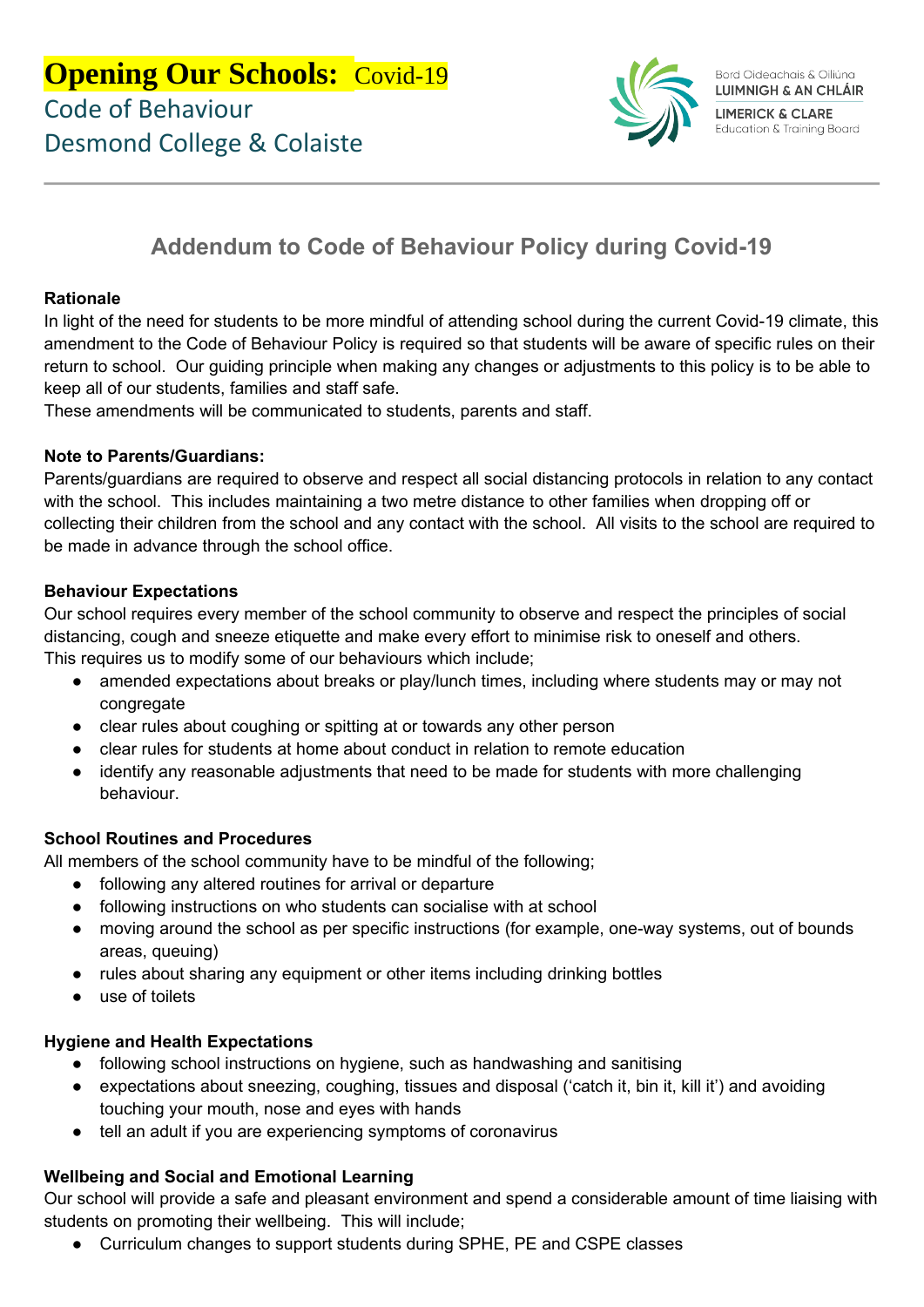# **Opening Our Schools:** Covid-19

Code of Behaviour

Desmond College & Colaiste

Bord Oideachais & Oiliúna
LUIMNIGH & AN CHLÁIR
LIMERICK & CLARE
Education & Training Board

## Addendum to Code of Behaviour Policy during Covid-19

**Rationale**

In light of the need for students to be more mindful of attending school during the current Covid-19 climate, this amendment to the Code of Behaviour Policy is required so that students will be aware of specific rules on their return to school. Our guiding principle when making any changes or adjustments to this policy is to be able to keep all of our students, families and staff safe.

These amendments will be communicated to students, parents and staff.

**Note to Parents/Guardians:**

Parents/guardians are required to observe and respect all social distancing protocols in relation to any contact with the school. This includes maintaining a two metre distance to other families when dropping off or collecting their children from the school and any contact with the school. All visits to the school are required to be made in advance through the school office.

**Behaviour Expectations**

Our school requires every member of the school community to observe and respect the principles of social distancing, cough and sneeze etiquette and make every effort to minimise risk to oneself and others.

This requires us to modify some of our behaviours which include;

- amended expectations about breaks or play/lunch times, including where students may or may not congregate
- clear rules about coughing or spitting at or towards any other person
- clear rules for students at home about conduct in relation to remote education
- identify any reasonable adjustments that need to be made for students with more challenging behaviour.

**School Routines and Procedures**

All members of the school community have to be mindful of the following;

- following any altered routines for arrival or departure
- following instructions on who students can socialise with at school
- moving around the school as per specific instructions (for example, one-way systems, out of bounds areas, queuing)
- rules about sharing any equipment or other items including drinking bottles
- use of toilets

**Hygiene and Health Expectations**

- following school instructions on hygiene, such as handwashing and sanitising
- expectations about sneezing, coughing, tissues and disposal ('catch it, bin it, kill it') and avoiding touching your mouth, nose and eyes with hands
- tell an adult if you are experiencing symptoms of coronavirus

**Wellbeing and Social and Emotional Learning**

Our school will provide a safe and pleasant environment and spend a considerable amount of time liaising with students on promoting their wellbeing. This will include;

- Curriculum changes to support students during SPHE, PE and CSPE classes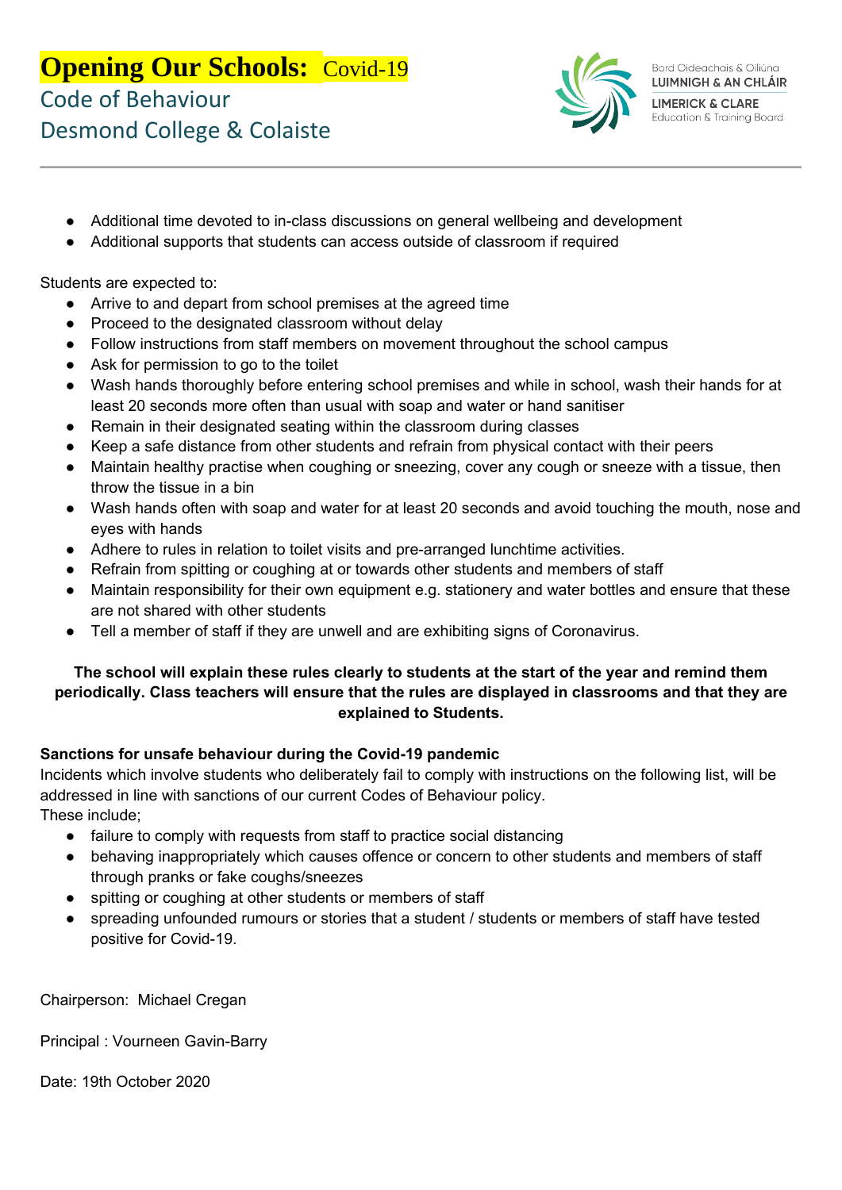- Additional time devoted to in-class discussions on general wellbeing and development
- Additional supports that students can access outside of classroom if required

Students are expected to:

- Arrive to and depart from school premises at the agreed time
- Proceed to the designated classroom without delay
- Follow instructions from staff members on movement throughout the school campus
- Ask for permission to go to the toilet
- Wash hands thoroughly before entering school premises and while in school, wash their hands for at least 20 seconds more often than usual with soap and water or hand sanitiser
- Remain in their designated seating within the classroom during classes
- Keep a safe distance from other students and refrain from physical contact with their peers
- Maintain healthy practise when coughing or sneezing, cover any cough or sneeze with a tissue, then throw the tissue in a bin
- Wash hands often with soap and water for at least 20 seconds and avoid touching the mouth, nose and eyes with hands
- Adhere to rules in relation to toilet visits and pre-arranged lunchtime activities.
- Refrain from spitting or coughing at or towards other students and members of staff
- Maintain responsibility for their own equipment e.g. stationery and water bottles and ensure that these are not shared with other students
- Tell a member of staff if they are unwell and are exhibiting signs of Coronavirus.

**The school will explain these rules clearly to students at the start of the year and remind them periodically. Class teachers will ensure that the rules are displayed in classrooms and that they are explained to Students.**

**Sanctions for unsafe behaviour during the Covid-19 pandemic**

Incidents which involve students who deliberately fail to comply with instructions on the following list, will be addressed in line with sanctions of our current Codes of Behaviour policy.

These include;

- failure to comply with requests from staff to practice social distancing
- behaving inappropriately which causes offence or concern to other students and members of staff through pranks or fake coughs/sneezes
- spitting or coughing at other students or members of staff
- spreading unfounded rumours or stories that a student / students or members of staff have tested positive for Covid-19.

Chairperson: Michael Cregan

Principal : Vourneen Gavin-Barry

Date: 19th October 2020